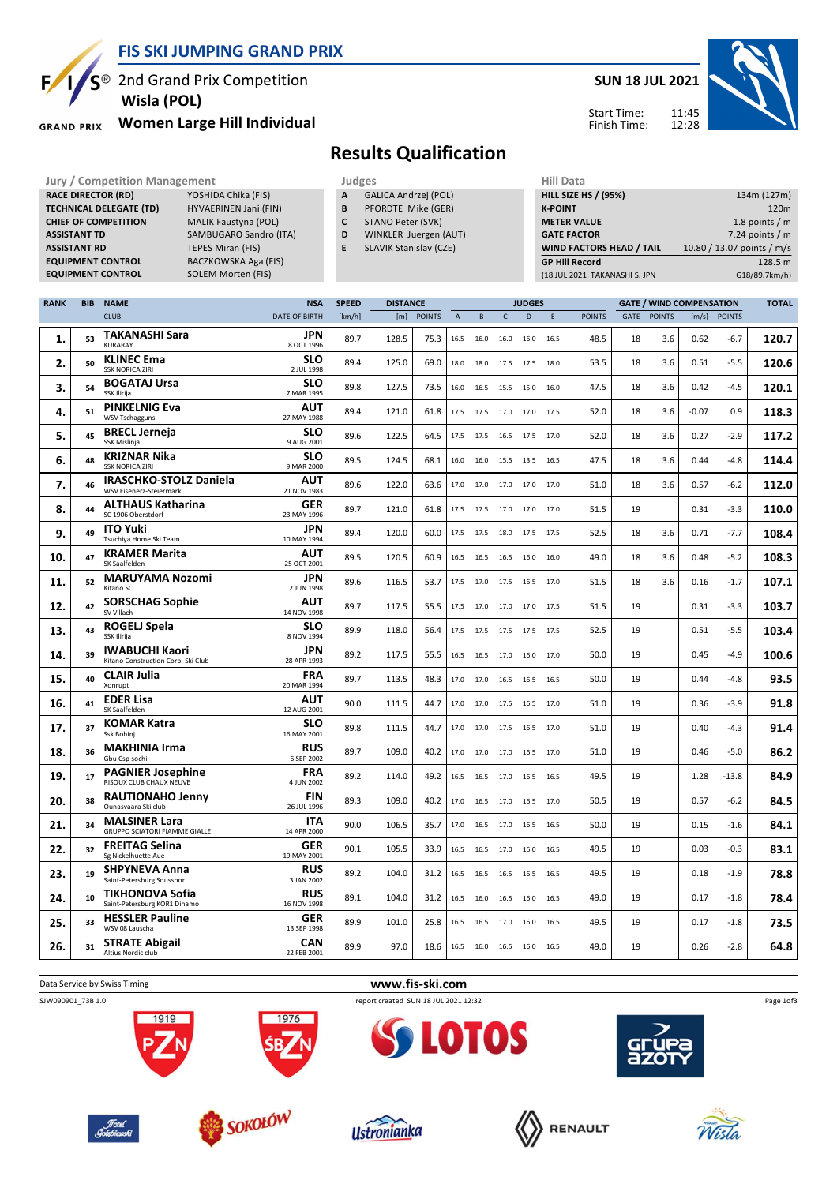# FIS SKI JUMPING GRAND PRIX

2nd Grand Prix Competition
**Wisla (POL)**
**Women Large Hill Individual**

**SUN 18 JUL 2021**

Start Time: 11:45
Finish Time: 12:28

## Results Qualification

| Jury / Competition Management | |
|---|---|
| RACE DIRECTOR (RD) | YOSHIDA Chika (FIS) |
| TECHNICAL DELEGATE (TD) | HYVAERINEN Jani (FIN) |
| CHIEF OF COMPETITION | MALIK Faustyna (POL) |
| ASSISTANT TD | SAMBUGARO Sandro (ITA) |
| ASSISTANT RD | TEPES Miran (FIS) |
| EQUIPMENT CONTROL | BACZKOWSKA Aga (FIS) |
| EQUIPMENT CONTROL | SOLEM Morten (FIS) |

| Judges | |
|---|---|
| A | GALICA Andrzej (POL) |
| B | PFORDTE Mike (GER) |
| C | STANO Peter (SVK) |
| D | WINKLER Juergen (AUT) |
| E | SLAVIK Stanislav (CZE) |

| Hill Data | |
|---|---|
| HILL SIZE HS / (95%) | 134m (127m) |
| K-POINT | 120m |
| METER VALUE | 1.8 points / m |
| GATE FACTOR | 7.24 points / m |
| WIND FACTORS HEAD / TAIL | 10.80 / 13.07 points / m/s |
| GP Hill Record | 128.5 m |
| (18 JUL 2021 TAKANASHI S. JPN | G18/89.7km/h) |

| RANK | BIB | NAME / CLUB | NSA / DATE OF BIRTH | SPEED [km/h] | DISTANCE [m] | DISTANCE POINTS | A | B | C | D | E | JUDGES POINTS | GATE | GATE POINTS | WIND [m/s] | WIND POINTS | TOTAL |
|---|---|---|---|---|---|---|---|---|---|---|---|---|---|---|---|---|---|
| 1. | 53 | TAKANASHI Sara / KURARAY | JPN / 8 OCT 1996 | 89.7 | 128.5 | 75.3 | 16.5 | 16.0 | 16.0 | 16.0 | 16.5 | 48.5 | 18 | 3.6 | 0.62 | -6.7 | 120.7 |
| 2. | 50 | KLINEC Ema / SSK NORICA ZIRI | SLO / 2 JUL 1998 | 89.4 | 125.0 | 69.0 | 18.0 | 18.0 | 17.5 | 17.5 | 18.0 | 53.5 | 18 | 3.6 | 0.51 | -5.5 | 120.6 |
| 3. | 54 | BOGATAJ Ursa / SSK Ilirija | SLO / 7 MAR 1995 | 89.8 | 127.5 | 73.5 | 16.0 | 16.5 | 15.5 | 15.0 | 16.0 | 47.5 | 18 | 3.6 | 0.42 | -4.5 | 120.1 |
| 4. | 51 | PINKELNIG Eva / WSV Tschagguns | AUT / 27 MAY 1988 | 89.4 | 121.0 | 61.8 | 17.5 | 17.5 | 17.0 | 17.0 | 17.5 | 52.0 | 18 | 3.6 | -0.07 | 0.9 | 118.3 |
| 5. | 45 | BRECL Jerneja / SSK Mislinja | SLO / 9 AUG 2001 | 89.6 | 122.5 | 64.5 | 17.5 | 17.5 | 16.5 | 17.5 | 17.0 | 52.0 | 18 | 3.6 | 0.27 | -2.9 | 117.2 |
| 6. | 48 | KRIZNAR Nika / SSK NORICA ZIRI | SLO / 9 MAR 2000 | 89.5 | 124.5 | 68.1 | 16.0 | 16.0 | 15.5 | 13.5 | 16.5 | 47.5 | 18 | 3.6 | 0.44 | -4.8 | 114.4 |
| 7. | 46 | IRASCHKO-STOLZ Daniela / WSV Eisenerz-Steiermark | AUT / 21 NOV 1983 | 89.6 | 122.0 | 63.6 | 17.0 | 17.0 | 17.0 | 17.0 | 17.0 | 51.0 | 18 | 3.6 | 0.57 | -6.2 | 112.0 |
| 8. | 44 | ALTHAUS Katharina / SC 1906 Oberstdorf | GER / 23 MAY 1996 | 89.7 | 121.0 | 61.8 | 17.5 | 17.5 | 17.0 | 17.0 | 17.0 | 51.5 | 19 | | 0.31 | -3.3 | 110.0 |
| 9. | 49 | ITO Yuki / Tsuchiya Home Ski Team | JPN / 10 MAY 1994 | 89.4 | 120.0 | 60.0 | 17.5 | 17.5 | 18.0 | 17.5 | 17.5 | 52.5 | 18 | 3.6 | 0.71 | -7.7 | 108.4 |
| 10. | 47 | KRAMER Marita / SK Saalfelden | AUT / 25 OCT 2001 | 89.5 | 120.5 | 60.9 | 16.5 | 16.5 | 16.5 | 16.0 | 16.0 | 49.0 | 18 | 3.6 | 0.48 | -5.2 | 108.3 |
| 11. | 52 | MARUYAMA Nozomi / Kitano SC | JPN / 2 JUN 1998 | 89.6 | 116.5 | 53.7 | 17.5 | 17.0 | 17.5 | 16.5 | 17.0 | 51.5 | 18 | 3.6 | 0.16 | -1.7 | 107.1 |
| 12. | 42 | SORSCHAG Sophie / SV Villach | AUT / 14 NOV 1998 | 89.7 | 117.5 | 55.5 | 17.5 | 17.0 | 17.0 | 17.0 | 17.5 | 51.5 | 19 | | 0.31 | -3.3 | 103.7 |
| 13. | 43 | ROGELJ Spela / SSK Ilirija | SLO / 8 NOV 1994 | 89.9 | 118.0 | 56.4 | 17.5 | 17.5 | 17.5 | 17.5 | 17.5 | 52.5 | 19 | | 0.51 | -5.5 | 103.4 |
| 14. | 39 | IWABUCHI Kaori / Kitano Construction Corp. Ski Club | JPN / 28 APR 1993 | 89.2 | 117.5 | 55.5 | 16.5 | 16.5 | 17.0 | 16.0 | 17.0 | 50.0 | 19 | | 0.45 | -4.9 | 100.6 |
| 15. | 40 | CLAIR Julia / Xonrupt | FRA / 20 MAR 1994 | 89.7 | 113.5 | 48.3 | 17.0 | 17.0 | 16.5 | 16.5 | 16.5 | 50.0 | 19 | | 0.44 | -4.8 | 93.5 |
| 16. | 41 | EDER Lisa / SK Saalfelden | AUT / 12 AUG 2001 | 90.0 | 111.5 | 44.7 | 17.0 | 17.0 | 17.5 | 16.5 | 17.0 | 51.0 | 19 | | 0.36 | -3.9 | 91.8 |
| 17. | 37 | KOMAR Katra / Ssk Bohinj | SLO / 16 MAY 2001 | 89.8 | 111.5 | 44.7 | 17.0 | 17.0 | 17.5 | 16.5 | 17.0 | 51.0 | 19 | | 0.40 | -4.3 | 91.4 |
| 18. | 36 | MAKHINIA Irma / Gbu Csp sochi | RUS / 6 SEP 2002 | 89.7 | 109.0 | 40.2 | 17.0 | 17.0 | 17.0 | 16.5 | 17.0 | 51.0 | 19 | | 0.46 | -5.0 | 86.2 |
| 19. | 17 | PAGNIER Josephine / RISOUX CLUB CHAUX NEUVE | FRA / 4 JUN 2002 | 89.2 | 114.0 | 49.2 | 16.5 | 16.5 | 17.0 | 16.5 | 16.5 | 49.5 | 19 | | 1.28 | -13.8 | 84.9 |
| 20. | 38 | RAUTIONAHO Jenny / Ounasvaara Ski club | FIN / 26 JUL 1996 | 89.3 | 109.0 | 40.2 | 17.0 | 16.5 | 17.0 | 16.5 | 17.0 | 50.5 | 19 | | 0.57 | -6.2 | 84.5 |
| 21. | 34 | MALSINER Lara / GRUPPO SCIATORI FIAMME GIALLE | ITA / 14 APR 2000 | 90.0 | 106.5 | 35.7 | 17.0 | 16.5 | 17.0 | 16.5 | 16.5 | 50.0 | 19 | | 0.15 | -1.6 | 84.1 |
| 22. | 32 | FREITAG Selina / Sg Nickelhuette Aue | GER / 19 MAY 2001 | 90.1 | 105.5 | 33.9 | 16.5 | 16.5 | 17.0 | 16.0 | 16.5 | 49.5 | 19 | | 0.03 | -0.3 | 83.1 |
| 23. | 19 | SHPYNEVA Anna / Saint-Petersburg Sdusshor | RUS / 3 JAN 2002 | 89.2 | 104.0 | 31.2 | 16.5 | 16.5 | 16.5 | 16.5 | 16.5 | 49.5 | 19 | | 0.18 | -1.9 | 78.8 |
| 24. | 10 | TIKHONOVA Sofia / Saint-Petersburg KOR1 Dinamo | RUS / 16 NOV 1998 | 89.1 | 104.0 | 31.2 | 16.5 | 16.0 | 16.5 | 16.0 | 16.5 | 49.0 | 19 | | 0.17 | -1.8 | 78.4 |
| 25. | 33 | HESSLER Pauline / WSV 08 Lauscha | GER / 13 SEP 1998 | 89.9 | 101.0 | 25.8 | 16.5 | 16.5 | 17.0 | 16.0 | 16.5 | 49.5 | 19 | | 0.17 | -1.8 | 73.5 |
| 26. | 31 | STRATE Abigail / Altius Nordic club | CAN / 22 FEB 2001 | 89.9 | 97.0 | 18.6 | 16.5 | 16.0 | 16.5 | 16.0 | 16.5 | 49.0 | 19 | | 0.26 | -2.8 | 64.8 |

Data Service by Swiss Timing — www.fis-ski.com

SJW090901_73B 1.0 — report created SUN 18 JUL 2021 12:32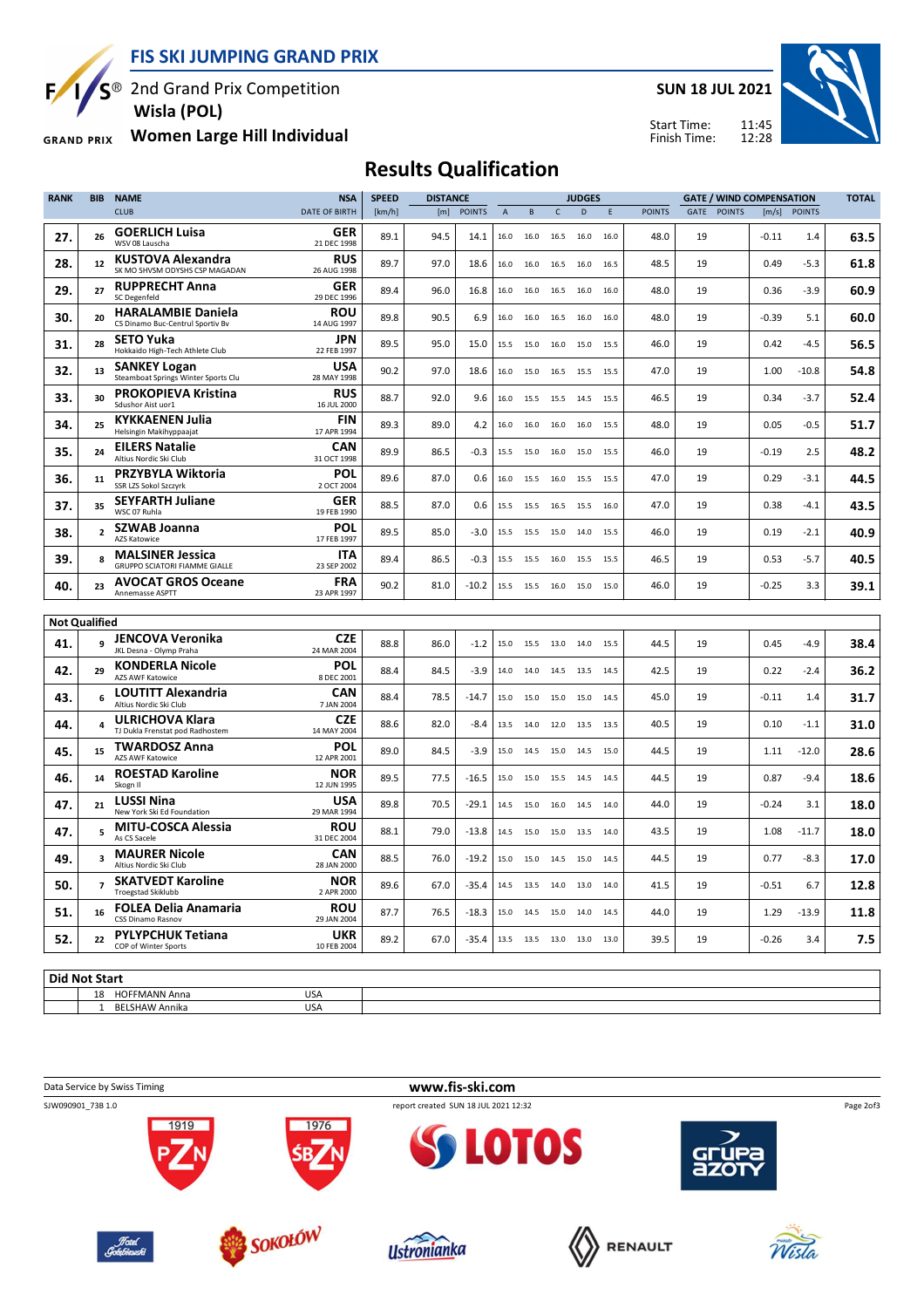# FIS SKI JUMPING GRAND PRIX

2nd Grand Prix Competition
Wisla (POL)
Women Large Hill Individual

SUN 18 JUL 2021

Start Time: 11:45
Finish Time: 12:28

## Results Qualification

| RANK | BIB | NAME / CLUB | NSA / DATE OF BIRTH | SPEED [km/h] | DISTANCE [m] | DISTANCE POINTS | A | B | C | D | E | JUDGES POINTS | GATE | GATE POINTS | WIND [m/s] | WIND POINTS | TOTAL |
|---|---|---|---|---|---|---|---|---|---|---|---|---|---|---|---|---|---|
| 27. | 26 | GOERLICH Luisa / WSV 08 Lauscha | GER / 21 DEC 1998 | 89.1 | 94.5 | 14.1 | 16.0 | 16.0 | 16.5 | 16.0 | 16.0 | 48.0 | 19 | | -0.11 | 1.4 | 63.5 |
| 28. | 12 | KUSTOVA Alexandra / SK MO SHVSM ODYSHS CSP MAGADAN | RUS / 26 AUG 1998 | 89.7 | 97.0 | 18.6 | 16.0 | 16.0 | 16.5 | 16.0 | 16.5 | 48.5 | 19 | | 0.49 | -5.3 | 61.8 |
| 29. | 27 | RUPPRECHT Anna / SC Degenfeld | GER / 29 DEC 1996 | 89.4 | 96.0 | 16.8 | 16.0 | 16.0 | 16.5 | 16.0 | 16.0 | 48.0 | 19 | | 0.36 | -3.9 | 60.9 |
| 30. | 20 | HARALAMBIE Daniela / CS Dinamo Buc-Centrul Sportiv Bv | ROU / 14 AUG 1997 | 89.8 | 90.5 | 6.9 | 16.0 | 16.0 | 16.5 | 16.0 | 16.0 | 48.0 | 19 | | -0.39 | 5.1 | 60.0 |
| 31. | 28 | SETO Yuka / Hokkaido High-Tech Athlete Club | JPN / 22 FEB 1997 | 89.5 | 95.0 | 15.0 | 15.5 | 15.0 | 16.0 | 15.0 | 15.5 | 46.0 | 19 | | 0.42 | -4.5 | 56.5 |
| 32. | 13 | SANKEY Logan / Steamboat Springs Winter Sports Clu | USA / 28 MAY 1998 | 90.2 | 97.0 | 18.6 | 16.0 | 15.0 | 16.5 | 15.5 | 15.5 | 47.0 | 19 | | 1.00 | -10.8 | 54.8 |
| 33. | 30 | PROKOPIEVA Kristina / Sdushor Aist uor1 | RUS / 16 JUL 2000 | 88.7 | 92.0 | 9.6 | 16.0 | 15.5 | 15.5 | 14.5 | 15.5 | 46.5 | 19 | | 0.34 | -3.7 | 52.4 |
| 34. | 25 | KYKKAENEN Julia / Helsingin Makihyppaajat | FIN / 17 APR 1994 | 89.3 | 89.0 | 4.2 | 16.0 | 16.0 | 16.0 | 16.0 | 15.5 | 48.0 | 19 | | 0.05 | -0.5 | 51.7 |
| 35. | 24 | EILERS Natalie / Altius Nordic Ski Club | CAN / 31 OCT 1998 | 89.9 | 86.5 | -0.3 | 15.5 | 15.0 | 16.0 | 15.0 | 15.5 | 46.0 | 19 | | -0.19 | 2.5 | 48.2 |
| 36. | 11 | PRZYBYLA Wiktoria / SSR LZS Sokol Szczyrk | POL / 2 OCT 2004 | 89.6 | 87.0 | 0.6 | 16.0 | 15.5 | 16.0 | 15.5 | 15.5 | 47.0 | 19 | | 0.29 | -3.1 | 44.5 |
| 37. | 35 | SEYFARTH Juliane / WSC 07 Ruhla | GER / 19 FEB 1990 | 88.5 | 87.0 | 0.6 | 15.5 | 15.5 | 16.5 | 15.5 | 16.0 | 47.0 | 19 | | 0.38 | -4.1 | 43.5 |
| 38. | 2 | SZWAB Joanna / AZS Katowice | POL / 17 FEB 1997 | 89.5 | 85.0 | -3.0 | 15.5 | 15.5 | 15.0 | 14.0 | 15.5 | 46.0 | 19 | | 0.19 | -2.1 | 40.9 |
| 39. | 8 | MALSINER Jessica / GRUPPO SCIATORI FIAMME GIALLE | ITA / 23 SEP 2002 | 89.4 | 86.5 | -0.3 | 15.5 | 15.5 | 16.0 | 15.5 | 15.5 | 46.5 | 19 | | 0.53 | -5.7 | 40.5 |
| 40. | 23 | AVOCAT GROS Oceane / Annemasse ASPTT | FRA / 23 APR 1997 | 90.2 | 81.0 | -10.2 | 15.5 | 15.5 | 16.0 | 15.0 | 15.0 | 46.0 | 19 | | -0.25 | 3.3 | 39.1 |

### Not Qualified

| RANK | BIB | NAME / CLUB | NSA / DATE OF BIRTH | SPEED [km/h] | DISTANCE [m] | DISTANCE POINTS | A | B | C | D | E | JUDGES POINTS | GATE | GATE POINTS | WIND [m/s] | WIND POINTS | TOTAL |
|---|---|---|---|---|---|---|---|---|---|---|---|---|---|---|---|---|---|
| 41. | 9 | JENCOVA Veronika / JKL Desna - Olymp Praha | CZE / 24 MAR 2004 | 88.8 | 86.0 | -1.2 | 15.0 | 15.5 | 13.0 | 14.0 | 15.5 | 44.5 | 19 | | 0.45 | -4.9 | 38.4 |
| 42. | 29 | KONDERLA Nicole / AZS AWF Katowice | POL / 8 DEC 2001 | 88.4 | 84.5 | -3.9 | 14.0 | 14.0 | 14.5 | 13.5 | 14.5 | 42.5 | 19 | | 0.22 | -2.4 | 36.2 |
| 43. | 6 | LOUTITT Alexandria / Altius Nordic Ski Club | CAN / 7 JAN 2004 | 88.4 | 78.5 | -14.7 | 15.0 | 15.0 | 15.0 | 15.0 | 14.5 | 45.0 | 19 | | -0.11 | 1.4 | 31.7 |
| 44. | 4 | ULRICHOVA Klara / TJ Dukla Frenstat pod Radhostem | CZE / 14 MAY 2004 | 88.6 | 82.0 | -8.4 | 13.5 | 14.0 | 12.0 | 13.5 | 13.5 | 40.5 | 19 | | 0.10 | -1.1 | 31.0 |
| 45. | 15 | TWARDOSZ Anna / AZS AWF Katowice | POL / 12 APR 2001 | 89.0 | 84.5 | -3.9 | 15.0 | 14.5 | 15.0 | 14.5 | 15.0 | 44.5 | 19 | | 1.11 | -12.0 | 28.6 |
| 46. | 14 | ROESTAD Karoline / Skogn Il | NOR / 12 JUN 1995 | 89.5 | 77.5 | -16.5 | 15.0 | 15.0 | 15.5 | 14.5 | 14.5 | 44.5 | 19 | | 0.87 | -9.4 | 18.6 |
| 47. | 21 | LUSSI Nina / New York Ski Ed Foundation | USA / 29 MAR 1994 | 89.8 | 70.5 | -29.1 | 14.5 | 15.0 | 16.0 | 14.5 | 14.0 | 44.0 | 19 | | -0.24 | 3.1 | 18.0 |
| 47. | 5 | MITU-COSCA Alessia / As CS Sacele | ROU / 31 DEC 2004 | 88.1 | 79.0 | -13.8 | 14.5 | 15.0 | 15.0 | 13.5 | 14.0 | 43.5 | 19 | | 1.08 | -11.7 | 18.0 |
| 49. | 3 | MAURER Nicole / Altius Nordic Ski Club | CAN / 28 JAN 2000 | 88.5 | 76.0 | -19.2 | 15.0 | 15.0 | 14.5 | 15.0 | 14.5 | 44.5 | 19 | | 0.77 | -8.3 | 17.0 |
| 50. | 7 | SKATVEDT Karoline / Troegstad Skiklubb | NOR / 2 APR 2000 | 89.6 | 67.0 | -35.4 | 14.5 | 13.5 | 14.0 | 13.0 | 14.0 | 41.5 | 19 | | -0.51 | 6.7 | 12.8 |
| 51. | 16 | FOLEA Delia Anamaria / CSS Dinamo Rasnov | ROU / 29 JAN 2004 | 87.7 | 76.5 | -18.3 | 15.0 | 14.5 | 15.0 | 14.0 | 14.5 | 44.0 | 19 | | 1.29 | -13.9 | 11.8 |
| 52. | 22 | PYLYPCHUK Tetiana / COP of Winter Sports | UKR / 10 FEB 2004 | 89.2 | 67.0 | -35.4 | 13.5 | 13.5 | 13.0 | 13.0 | 13.0 | 39.5 | 19 | | -0.26 | 3.4 | 7.5 |

### Did Not Start

| BIB | NAME | NSA |
|---|---|---|
| 18 | HOFFMANN Anna | USA |
| 1 | BELSHAW Annika | USA |

Data Service by Swiss Timing — www.fis-ski.com

SJW090901_73B 1.0 — report created SUN 18 JUL 2021 12:32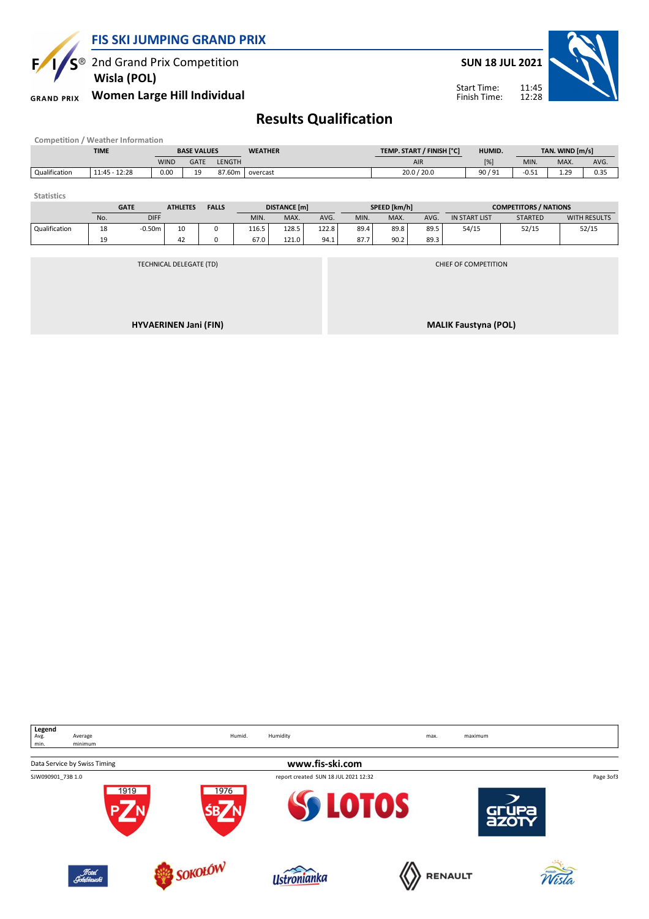# FIS SKI JUMPING GRAND PRIX

2nd Grand Prix Competition
**Wisla (POL)**
**Women Large Hill Individual**

**SUN 18 JUL 2021**

Start Time: 11:45
Finish Time: 12:28

## Results Qualification

Competition / Weather Information

| | TIME | BASE VALUES | | | WEATHER | TEMP. START / FINISH [°C] | HUMID. | TAN. WIND [m/s] | | |
|---|---|---|---|---|---|---|---|---|---|---|
| | | WIND | GATE | LENGTH | | AIR | [%] | MIN. | MAX. | AVG. |
| Qualification | 11:45 - 12:28 | 0.00 | 19 | 87.60m | overcast | 20.0 / 20.0 | 90 / 91 | -0.51 | 1.29 | 0.35 |

Statistics

| | GATE | | ATHLETES | FALLS | DISTANCE [m] | | | SPEED [km/h] | | | COMPETITORS / NATIONS | | |
|---|---|---|---|---|---|---|---|---|---|---|---|---|---|
| | No. | DIFF | | | MIN. | MAX. | AVG. | MIN. | MAX. | AVG. | IN START LIST | STARTED | WITH RESULTS |
| Qualification | 18 | -0.50m | 10 | 0 | 116.5 | 128.5 | 122.8 | 89.4 | 89.8 | 89.5 | 54/15 | 52/15 | 52/15 |
| | 19 | | 42 | 0 | 67.0 | 121.0 | 94.1 | 87.7 | 90.2 | 89.3 | | | |

TECHNICAL DELEGATE (TD)

**HYVAERINEN Jani (FIN)**

CHIEF OF COMPETITION

**MALIK Faustyna (POL)**

**Legend**
Avg. Average
min. minimum
Humid. Humidity
max. maximum

Data Service by Swiss Timing
www.fis-ski.com
SJW090901_73B 1.0
report created SUN 18 JUL 2021 12:32